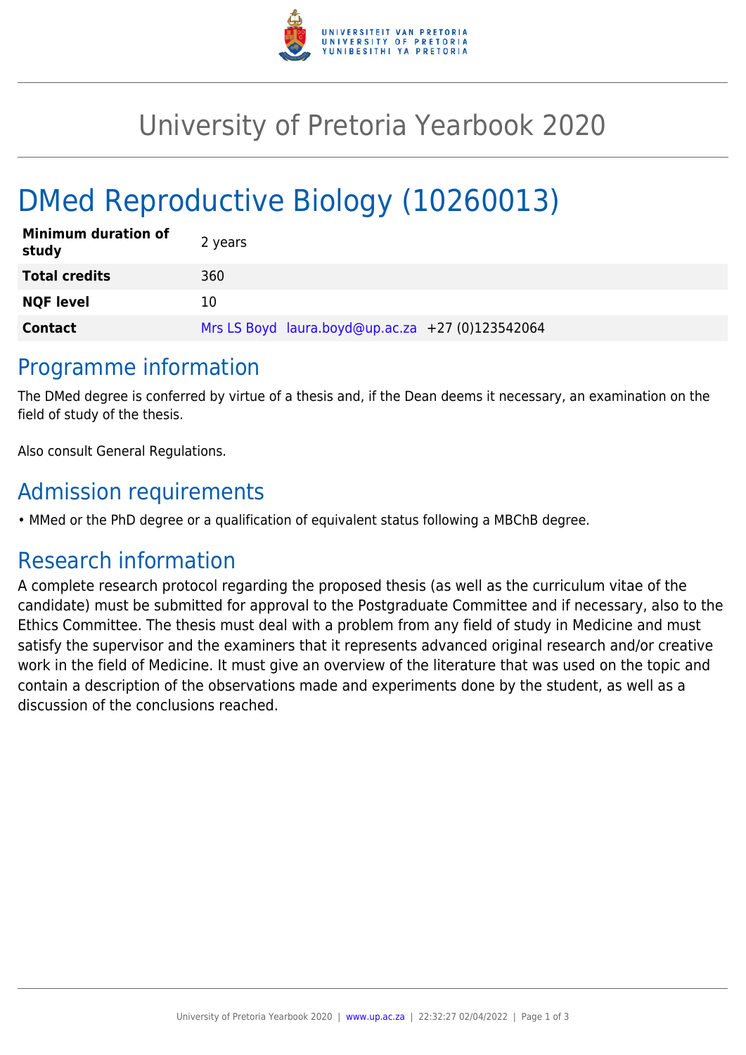# University of Pretoria Yearbook 2020

# DMed Reproductive Biology (10260013)

| | |
|---|---|
| **Minimum duration of study** | 2 years |
| **Total credits** | 360 |
| **NQF level** | 10 |
| **Contact** | Mrs LS Boyd laura.boyd@up.ac.za +27 (0)123542064 |

## Programme information

The DMed degree is conferred by virtue of a thesis and, if the Dean deems it necessary, an examination on the field of study of the thesis.

Also consult General Regulations.

## Admission requirements

- MMed or the PhD degree or a qualification of equivalent status following a MBChB degree.

## Research information

A complete research protocol regarding the proposed thesis (as well as the curriculum vitae of the candidate) must be submitted for approval to the Postgraduate Committee and if necessary, also to the Ethics Committee. The thesis must deal with a problem from any field of study in Medicine and must satisfy the supervisor and the examiners that it represents advanced original research and/or creative work in the field of Medicine. It must give an overview of the literature that was used on the topic and contain a description of the observations made and experiments done by the student, as well as a discussion of the conclusions reached.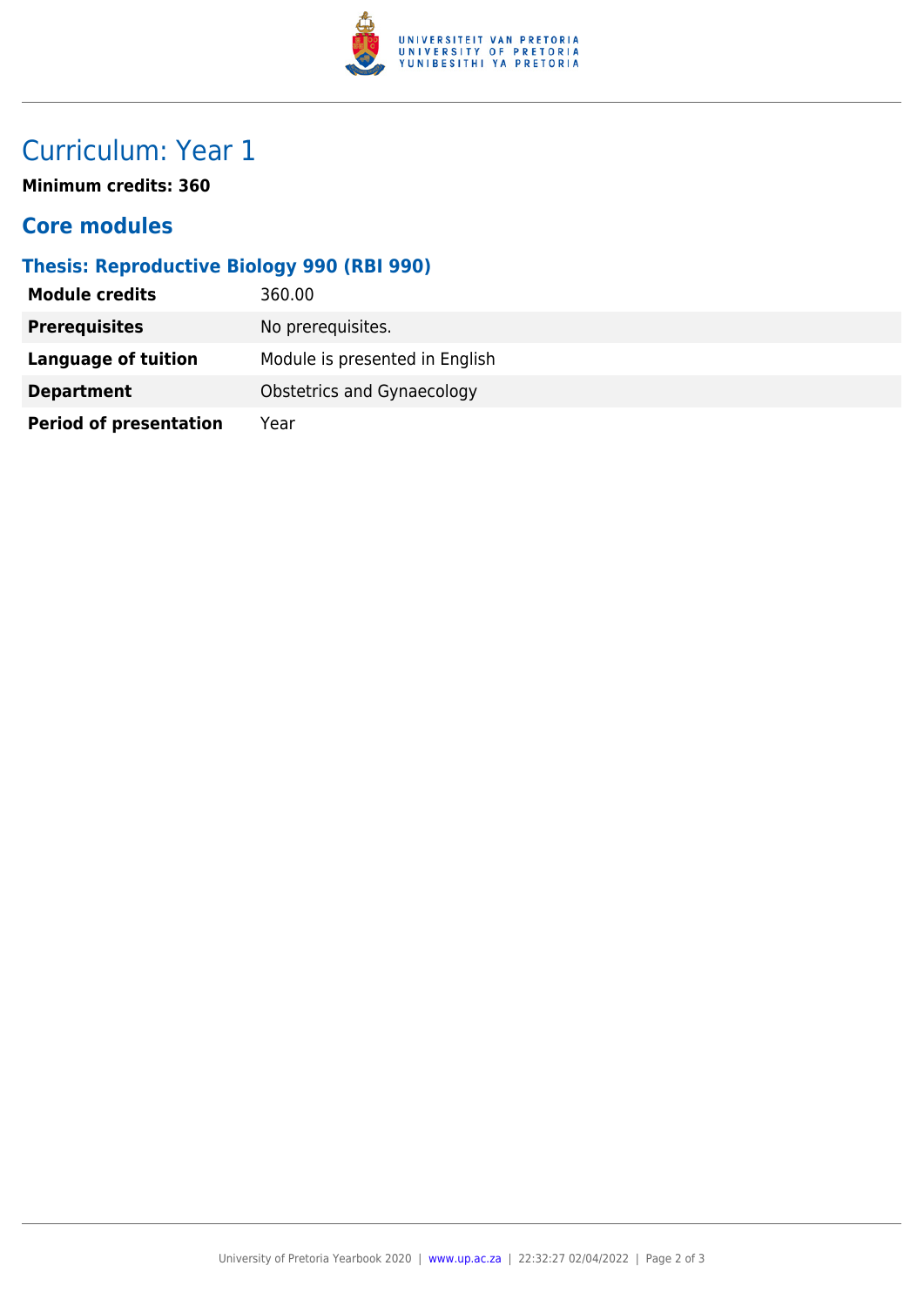# Curriculum: Year 1

**Minimum credits: 360**

## Core modules

### Thesis: Reproductive Biology 990 (RBI 990)

| | |
|---|---|
| **Module credits** | 360.00 |
| **Prerequisites** | No prerequisites. |
| **Language of tuition** | Module is presented in English |
| **Department** | Obstetrics and Gynaecology |
| **Period of presentation** | Year |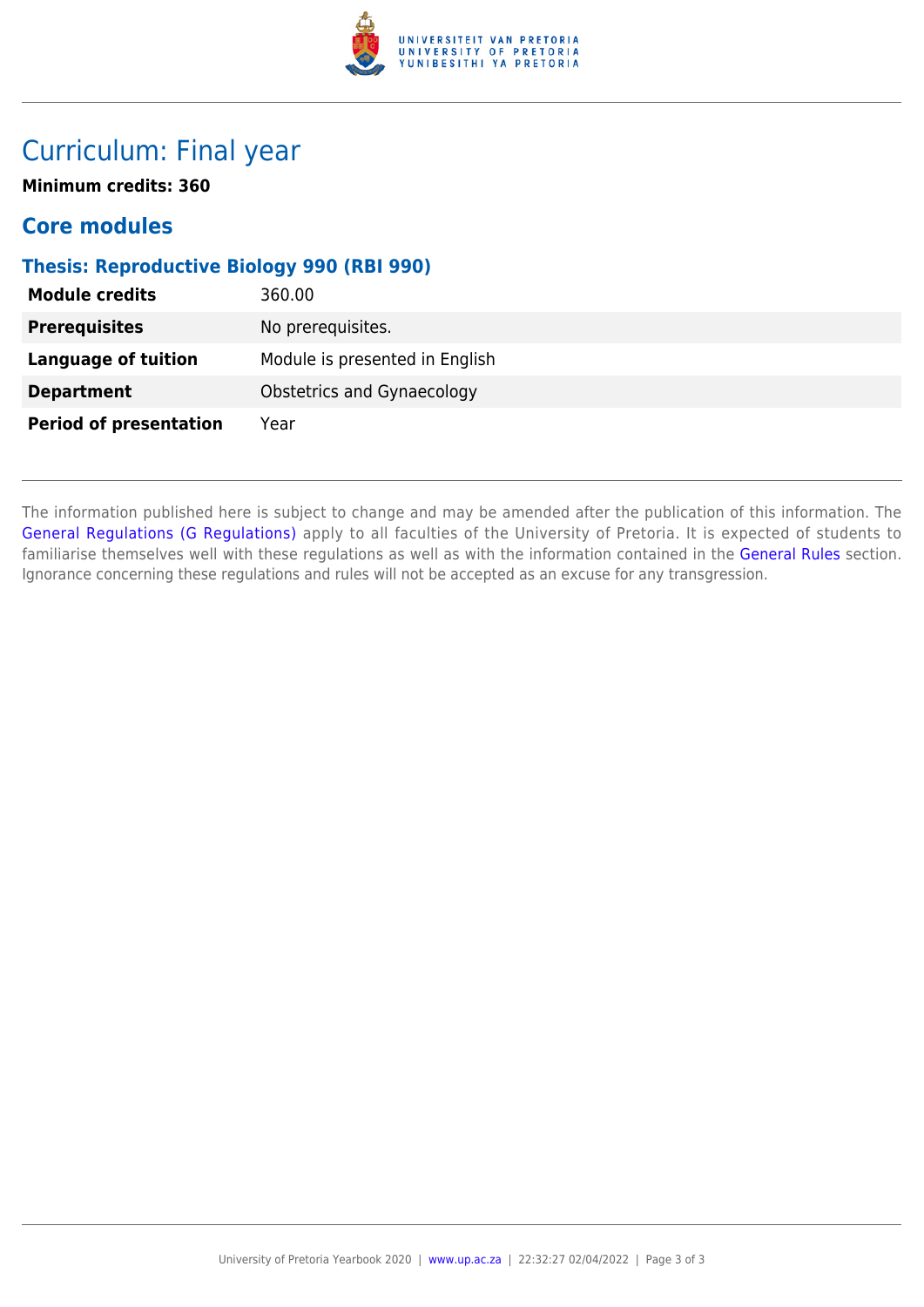# Curriculum: Final year

**Minimum credits: 360**

## Core modules

### Thesis: Reproductive Biology 990 (RBI 990)

| | |
|---|---|
| **Module credits** | 360.00 |
| **Prerequisites** | No prerequisites. |
| **Language of tuition** | Module is presented in English |
| **Department** | Obstetrics and Gynaecology |
| **Period of presentation** | Year |

The information published here is subject to change and may be amended after the publication of this information. The General Regulations (G Regulations) apply to all faculties of the University of Pretoria. It is expected of students to familiarise themselves well with these regulations as well as with the information contained in the General Rules section. Ignorance concerning these regulations and rules will not be accepted as an excuse for any transgression.